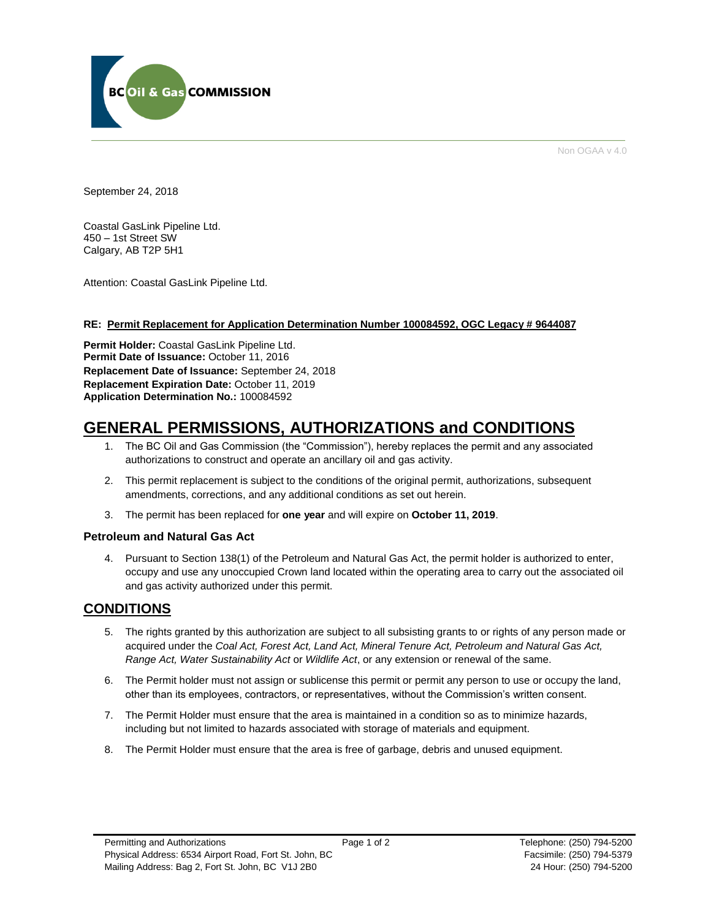BC Oil & Gas COMMISSION

Non OGAA v 4.0

September 24, 2018

Coastal GasLink Pipeline Ltd.
450 – 1st Street SW
Calgary, AB T2P 5H1

Attention: Coastal GasLink Pipeline Ltd.

**RE: Permit Replacement for Application Determination Number 100084592, OGC Legacy # 9644087**

**Permit Holder:** Coastal GasLink Pipeline Ltd.
**Permit Date of Issuance:** October 11, 2016
**Replacement Date of Issuance:** September 24, 2018
**Replacement Expiration Date:** October 11, 2019
**Application Determination No.:** 100084592

# GENERAL PERMISSIONS, AUTHORIZATIONS and CONDITIONS

1. The BC Oil and Gas Commission (the "Commission"), hereby replaces the permit and any associated authorizations to construct and operate an ancillary oil and gas activity.
2. This permit replacement is subject to the conditions of the original permit, authorizations, subsequent amendments, corrections, and any additional conditions as set out herein.
3. The permit has been replaced for **one year** and will expire on **October 11, 2019**.

### Petroleum and Natural Gas Act

4. Pursuant to Section 138(1) of the Petroleum and Natural Gas Act, the permit holder is authorized to enter, occupy and use any unoccupied Crown land located within the operating area to carry out the associated oil and gas activity authorized under this permit.

## CONDITIONS

5. The rights granted by this authorization are subject to all subsisting grants to or rights of any person made or acquired under the *Coal Act, Forest Act, Land Act, Mineral Tenure Act, Petroleum and Natural Gas Act, Range Act, Water Sustainability Act* or *Wildlife Act*, or any extension or renewal of the same.
6. The Permit holder must not assign or sublicense this permit or permit any person to use or occupy the land, other than its employees, contractors, or representatives, without the Commission's written consent.
7. The Permit Holder must ensure that the area is maintained in a condition so as to minimize hazards, including but not limited to hazards associated with storage of materials and equipment.
8. The Permit Holder must ensure that the area is free of garbage, debris and unused equipment.

Permitting and Authorizations
Physical Address: 6534 Airport Road, Fort St. John, BC
Mailing Address: Bag 2, Fort St. John, BC V1J 2B0

Telephone: (250) 794-5200
Facsimile: (250) 794-5379
24 Hour: (250) 794-5200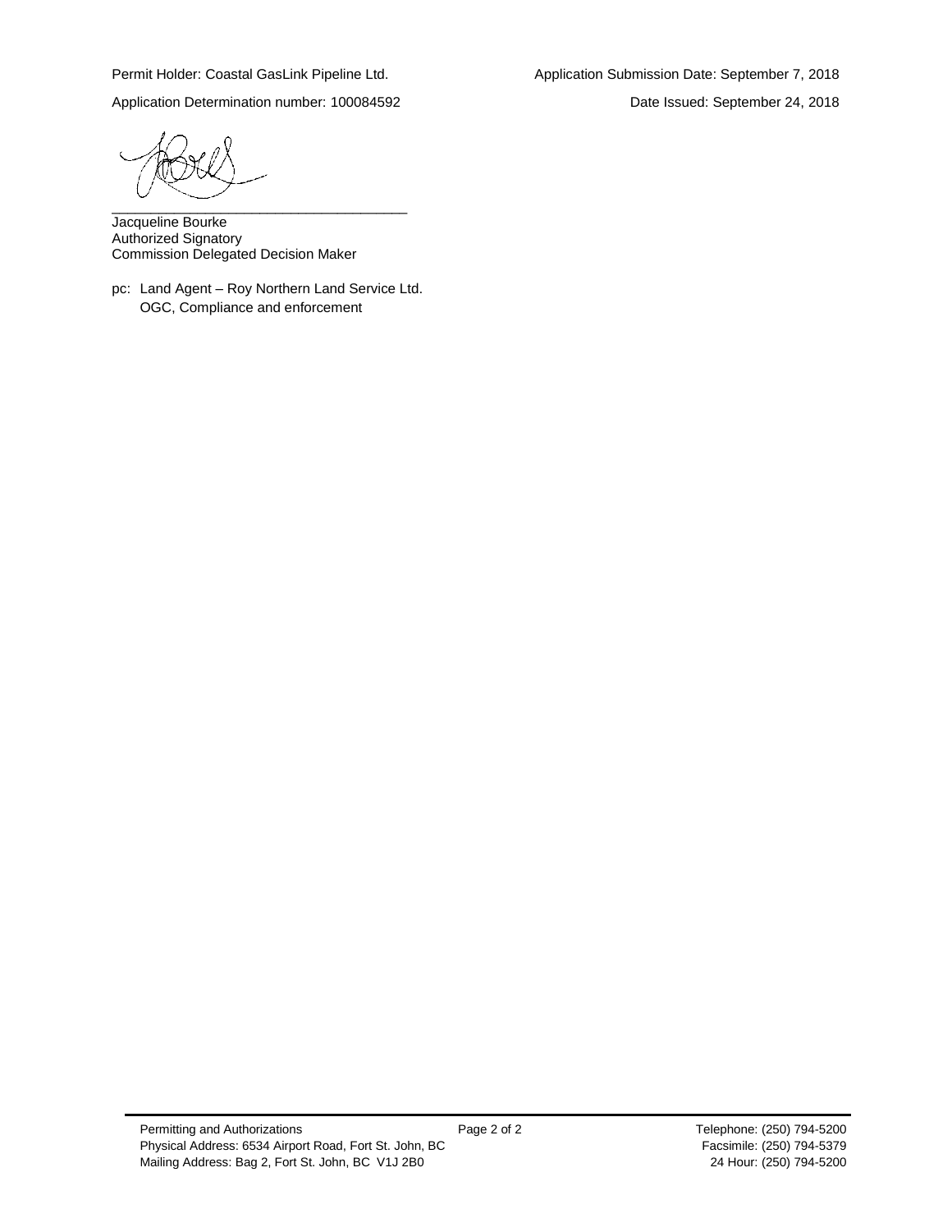Permit Holder: Coastal GasLink Pipeline Ltd. Application Submission Date: September 7, 2018

Application Determination number: 100084592 Date Issued: September 24, 2018

\_\_\_\_\_\_\_\_\_\_\_\_\_\_\_\_\_\_\_\_\_\_\_\_\_\_\_\_\_\_\_\_\_\_\_\_\_\_

Jacqueline Bourke
Authorized Signatory
Commission Delegated Decision Maker

pc: Land Agent – Roy Northern Land Service Ltd.
OGC, Compliance and enforcement

Permitting and Authorizations
Physical Address: 6534 Airport Road, Fort St. John, BC
Mailing Address: Bag 2, Fort St. John, BC V1J 2B0

Telephone: (250) 794-5200
Facsimile: (250) 794-5379
24 Hour: (250) 794-5200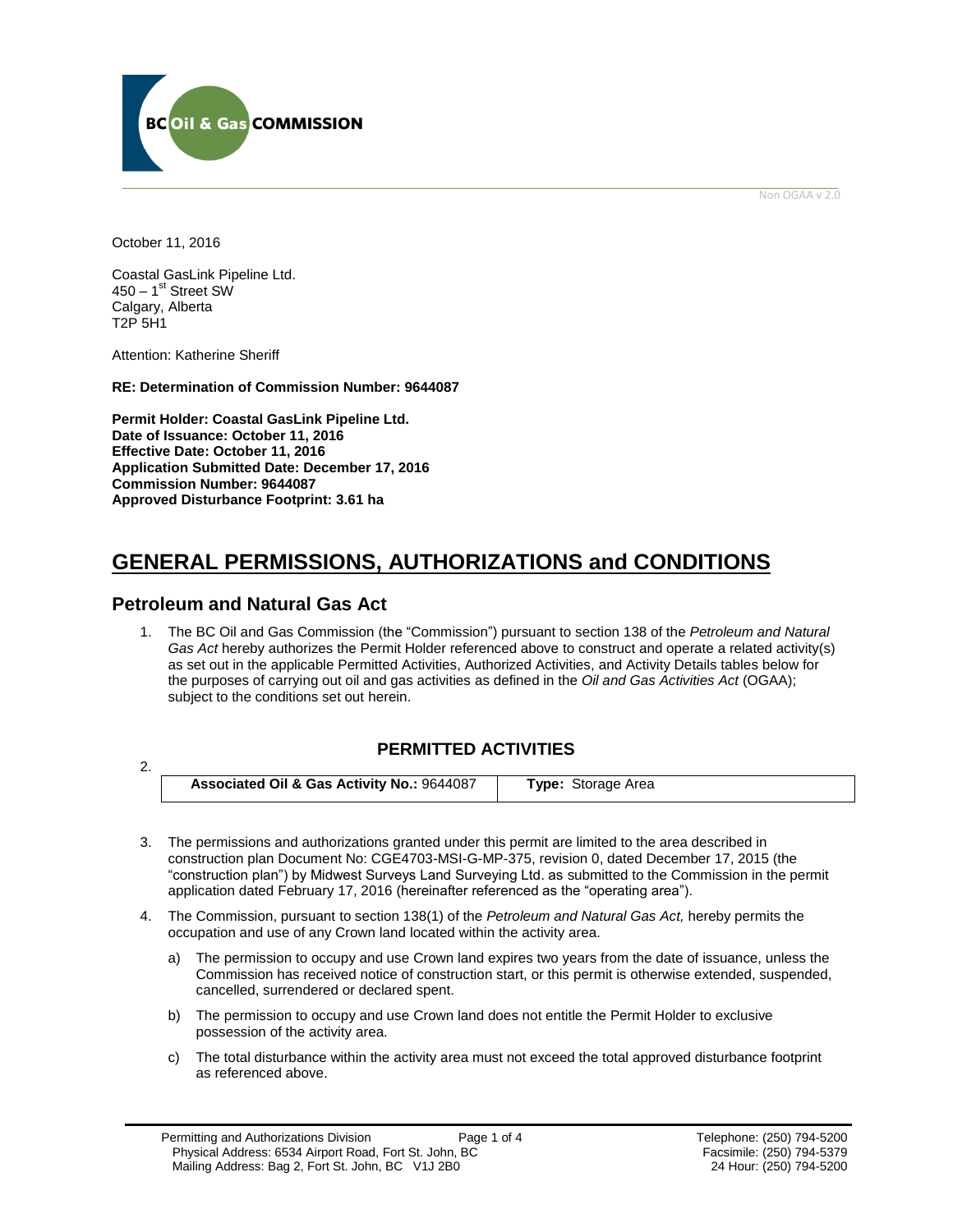Non OGAA v 2.0

October 11, 2016

Coastal GasLink Pipeline Ltd.
450 – 1st Street SW
Calgary, Alberta
T2P 5H1

Attention: Katherine Sheriff

**RE: Determination of Commission Number: 9644087**

**Permit Holder: Coastal GasLink Pipeline Ltd.**
**Date of Issuance: October 11, 2016**
**Effective Date: October 11, 2016**
**Application Submitted Date: December 17, 2016**
**Commission Number: 9644087**
**Approved Disturbance Footprint: 3.61 ha**

# GENERAL PERMISSIONS, AUTHORIZATIONS and CONDITIONS

## Petroleum and Natural Gas Act

1. The BC Oil and Gas Commission (the "Commission") pursuant to section 138 of the *Petroleum and Natural Gas Act* hereby authorizes the Permit Holder referenced above to construct and operate a related activity(s) as set out in the applicable Permitted Activities, Authorized Activities, and Activity Details tables below for the purposes of carrying out oil and gas activities as defined in the *Oil and Gas Activities Act* (OGAA); subject to the conditions set out herein.

### PERMITTED ACTIVITIES

2.

| Associated Oil & Gas Activity No.: 9644087 | Type: Storage Area |
|---|---|

3. The permissions and authorizations granted under this permit are limited to the area described in construction plan Document No: CGE4703-MSI-G-MP-375, revision 0, dated December 17, 2015 (the "construction plan") by Midwest Surveys Land Surveying Ltd. as submitted to the Commission in the permit application dated February 17, 2016 (hereinafter referenced as the "operating area").

4. The Commission, pursuant to section 138(1) of the *Petroleum and Natural Gas Act,* hereby permits the occupation and use of any Crown land located within the activity area.

   a) The permission to occupy and use Crown land expires two years from the date of issuance, unless the Commission has received notice of construction start, or this permit is otherwise extended, suspended, cancelled, surrendered or declared spent.

   b) The permission to occupy and use Crown land does not entitle the Permit Holder to exclusive possession of the activity area.

   c) The total disturbance within the activity area must not exceed the total approved disturbance footprint as referenced above.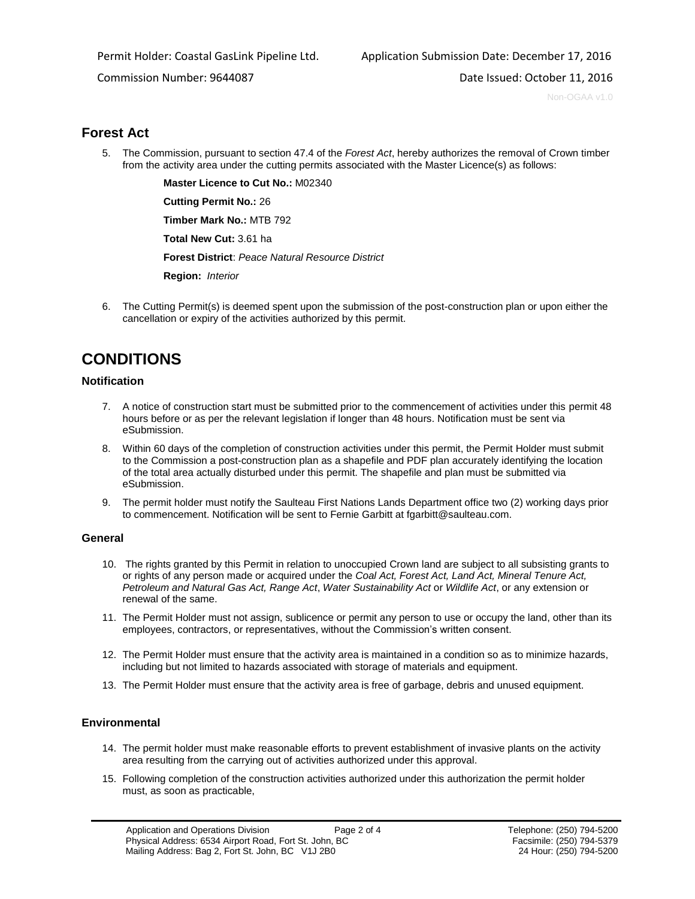## Forest Act

5. The Commission, pursuant to section 47.4 of the *Forest Act*, hereby authorizes the removal of Crown timber from the activity area under the cutting permits associated with the Master Licence(s) as follows:

   **Master Licence to Cut No.:** M02340

   **Cutting Permit No.:** 26

   **Timber Mark No.:** MTB 792

   **Total New Cut:** 3.61 ha

   **Forest District**: *Peace Natural Resource District*

   **Region:** *Interior*

6. The Cutting Permit(s) is deemed spent upon the submission of the post-construction plan or upon either the cancellation or expiry of the activities authorized by this permit.

# CONDITIONS

### Notification

7. A notice of construction start must be submitted prior to the commencement of activities under this permit 48 hours before or as per the relevant legislation if longer than 48 hours. Notification must be sent via eSubmission.
8. Within 60 days of the completion of construction activities under this permit, the Permit Holder must submit to the Commission a post-construction plan as a shapefile and PDF plan accurately identifying the location of the total area actually disturbed under this permit. The shapefile and plan must be submitted via eSubmission.
9. The permit holder must notify the Saulteau First Nations Lands Department office two (2) working days prior to commencement. Notification will be sent to Fernie Garbitt at fgarbitt@saulteau.com.

### General

10. The rights granted by this Permit in relation to unoccupied Crown land are subject to all subsisting grants to or rights of any person made or acquired under the *Coal Act, Forest Act, Land Act, Mineral Tenure Act, Petroleum and Natural Gas Act, Range Act*, *Water Sustainability Act* or *Wildlife Act*, or any extension or renewal of the same.
11. The Permit Holder must not assign, sublicence or permit any person to use or occupy the land, other than its employees, contractors, or representatives, without the Commission's written consent.
12. The Permit Holder must ensure that the activity area is maintained in a condition so as to minimize hazards, including but not limited to hazards associated with storage of materials and equipment.
13. The Permit Holder must ensure that the activity area is free of garbage, debris and unused equipment.

### Environmental

14. The permit holder must make reasonable efforts to prevent establishment of invasive plants on the activity area resulting from the carrying out of activities authorized under this approval.
15. Following completion of the construction activities authorized under this authorization the permit holder must, as soon as practicable,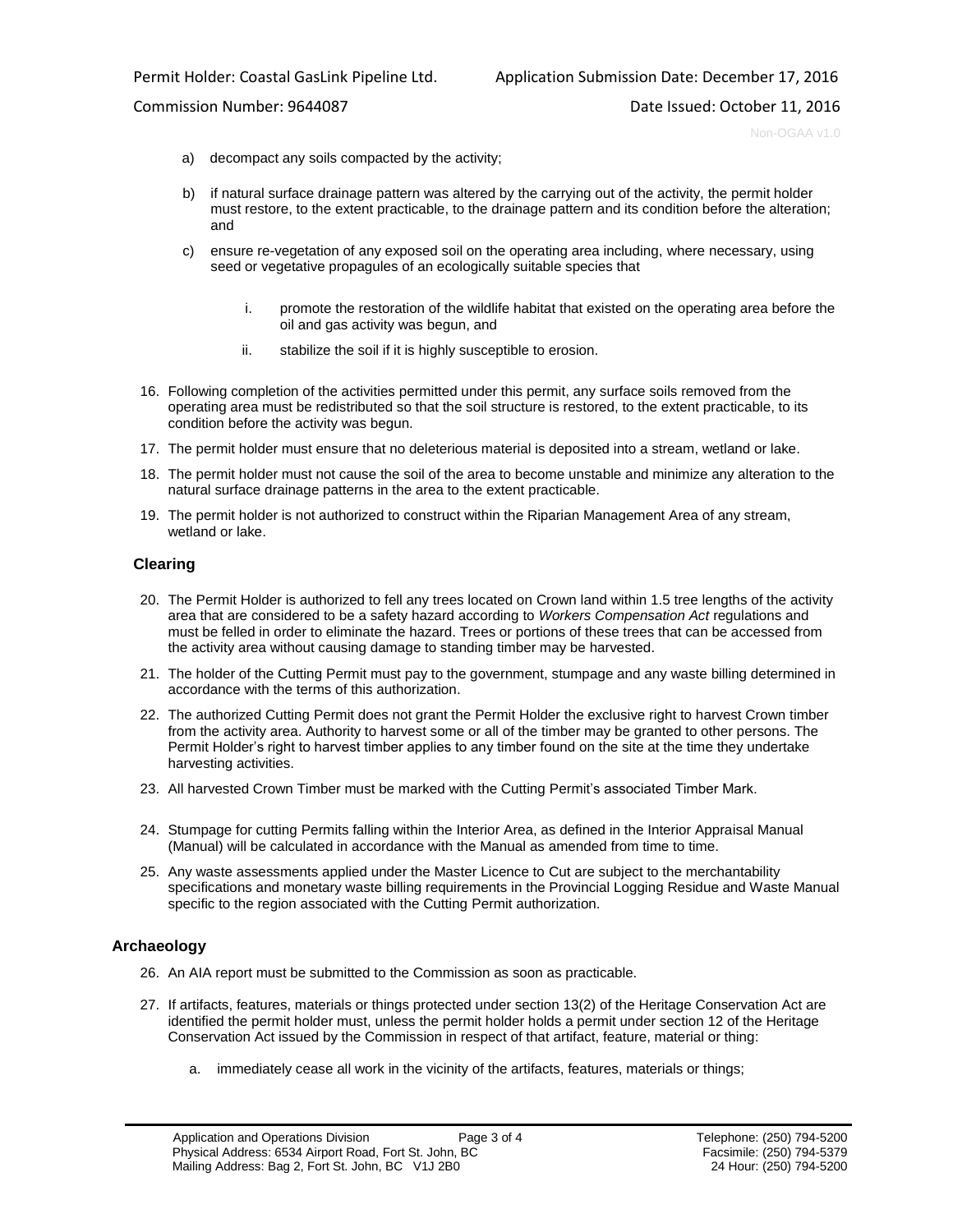a) decompact any soils compacted by the activity;

b) if natural surface drainage pattern was altered by the carrying out of the activity, the permit holder must restore, to the extent practicable, to the drainage pattern and its condition before the alteration; and

c) ensure re-vegetation of any exposed soil on the operating area including, where necessary, using seed or vegetative propagules of an ecologically suitable species that

   i. promote the restoration of the wildlife habitat that existed on the operating area before the oil and gas activity was begun, and

   ii. stabilize the soil if it is highly susceptible to erosion.

16. Following completion of the activities permitted under this permit, any surface soils removed from the operating area must be redistributed so that the soil structure is restored, to the extent practicable, to its condition before the activity was begun.

17. The permit holder must ensure that no deleterious material is deposited into a stream, wetland or lake.

18. The permit holder must not cause the soil of the area to become unstable and minimize any alteration to the natural surface drainage patterns in the area to the extent practicable.

19. The permit holder is not authorized to construct within the Riparian Management Area of any stream, wetland or lake.

### Clearing

20. The Permit Holder is authorized to fell any trees located on Crown land within 1.5 tree lengths of the activity area that are considered to be a safety hazard according to *Workers Compensation Act* regulations and must be felled in order to eliminate the hazard. Trees or portions of these trees that can be accessed from the activity area without causing damage to standing timber may be harvested.

21. The holder of the Cutting Permit must pay to the government, stumpage and any waste billing determined in accordance with the terms of this authorization.

22. The authorized Cutting Permit does not grant the Permit Holder the exclusive right to harvest Crown timber from the activity area. Authority to harvest some or all of the timber may be granted to other persons. The Permit Holder's right to harvest timber applies to any timber found on the site at the time they undertake harvesting activities.

23. All harvested Crown Timber must be marked with the Cutting Permit's associated Timber Mark.

24. Stumpage for cutting Permits falling within the Interior Area, as defined in the Interior Appraisal Manual (Manual) will be calculated in accordance with the Manual as amended from time to time.

25. Any waste assessments applied under the Master Licence to Cut are subject to the merchantability specifications and monetary waste billing requirements in the Provincial Logging Residue and Waste Manual specific to the region associated with the Cutting Permit authorization.

### Archaeology

26. An AIA report must be submitted to the Commission as soon as practicable.

27. If artifacts, features, materials or things protected under section 13(2) of the Heritage Conservation Act are identified the permit holder must, unless the permit holder holds a permit under section 12 of the Heritage Conservation Act issued by the Commission in respect of that artifact, feature, material or thing:

   a. immediately cease all work in the vicinity of the artifacts, features, materials or things;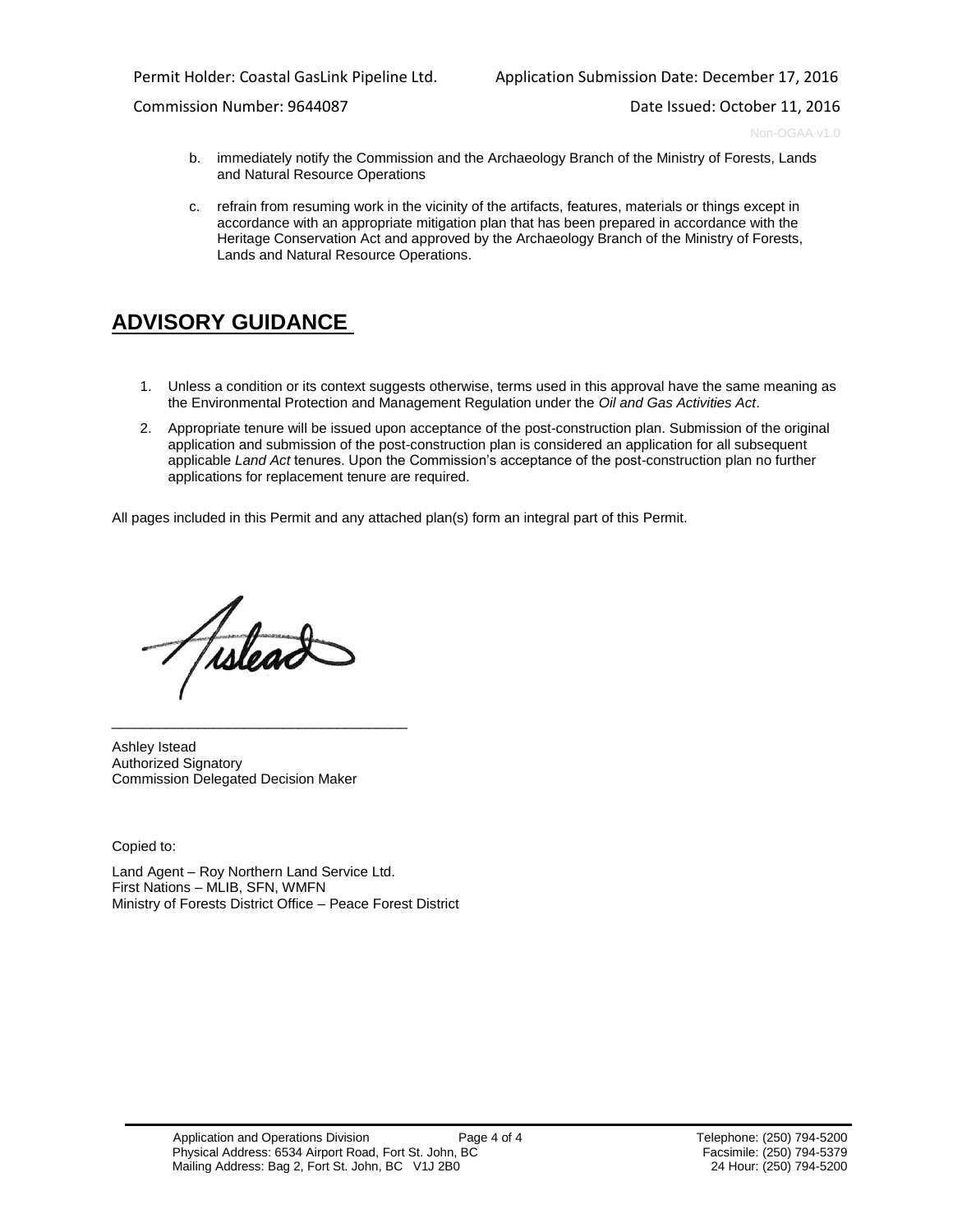b. immediately notify the Commission and the Archaeology Branch of the Ministry of Forests, Lands and Natural Resource Operations

c. refrain from resuming work in the vicinity of the artifacts, features, materials or things except in accordance with an appropriate mitigation plan that has been prepared in accordance with the Heritage Conservation Act and approved by the Archaeology Branch of the Ministry of Forests, Lands and Natural Resource Operations.

## ADVISORY GUIDANCE

1. Unless a condition or its context suggests otherwise, terms used in this approval have the same meaning as the Environmental Protection and Management Regulation under the *Oil and Gas Activities Act*.
2. Appropriate tenure will be issued upon acceptance of the post-construction plan. Submission of the original application and submission of the post-construction plan is considered an application for all subsequent applicable *Land Act* tenures. Upon the Commission's acceptance of the post-construction plan no further applications for replacement tenure are required.

All pages included in this Permit and any attached plan(s) form an integral part of this Permit.

_____________________________________

Ashley Istead
Authorized Signatory
Commission Delegated Decision Maker

Copied to:

Land Agent – Roy Northern Land Service Ltd.
First Nations – MLIB, SFN, WMFN
Ministry of Forests District Office – Peace Forest District